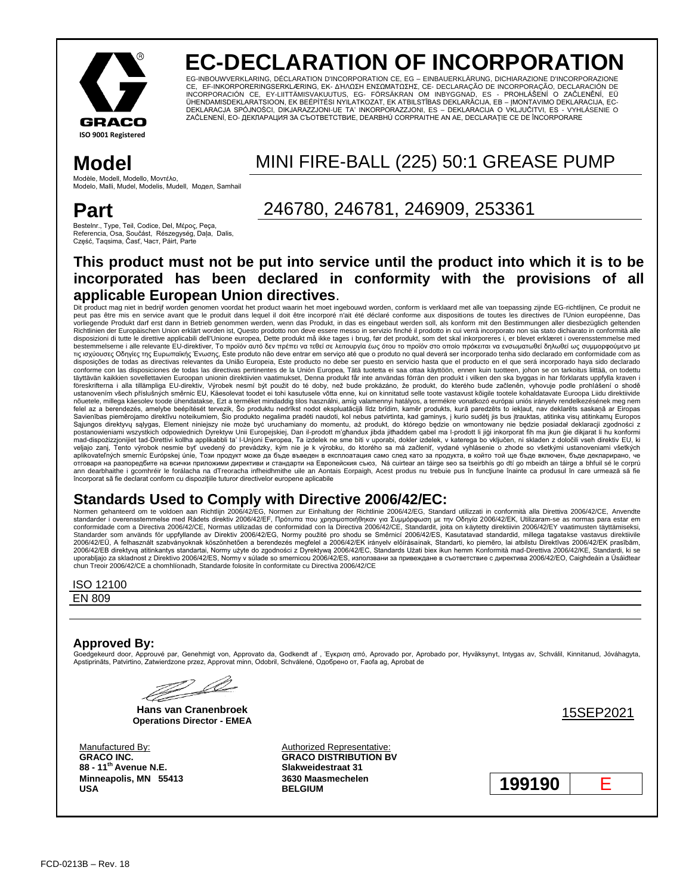GRACO®

ISO 9001 Registered

# EC-DECLARATION OF INCORPORATION

EG-INBOUWVERKLARING, DÉCLARATION D'INCORPORATION CE, EG – EINBAUERKLÄRUNG, DICHIARAZIONE D'INCORPORAZIONE CE, EF-INKORPORERINGSERKLÆRING, EK- ΔΗΛΩΣΗ ΕΝΣΩΜΑΤΩΣΗΣ, CE- DECLARAÇÃO DE INCORPORAÇÃO, DECLARACIÓN DE INCORPORACIÓN CE, EY-LIITTÄMISVAKUUTUS, EG- FÖRSÄKRAN OM INBYGGNAD, ES - PROHLÁŠENÍ O ZAČLENĚNÍ, EÜ ÜHENDAMISDEKLARATSIOON, EK BEÉPÍTÉSI NYILATKOZAT, EK ATBILSTĪBAS DEKLARĀCIJA, EB – ĮMONTAVIMO DEKLARACIJA, EC-DEKLARACJA SPÓJNOŚCI, DIKJARAZZJONI-UE TA' INKORPORAZZJONI, ES – DEKLARACIJA O VKLJUČITVI, ES - VYHLÁSENIE O ZAČLENENÍ, EO- ДЕКЛАРАЦИЯ ЗА СЪОТВЕТСТВИЕ, DEARBHÚ CORPRAITHE AN AE, DECLARAŢIE CE DE ÎNCORPORARE

## Model

Modèle, Modell, Modello, Μοντέλο, Modelo, Malli, Mudel, Modelis, Mudell, Модел, Samhail

MINI FIRE-BALL (225) 50:1 GREASE PUMP

## Part

Bestelnr., Type, Teil, Codice, Del, Μέρος, Peça, Referencia, Osa, Součást, Részegység, Daļa, Dalis, Część, Taqsima, Časť, Част, Páirt, Parte

246780, 246781, 246909, 253361

**This product must not be put into service until the product into which it is to be incorporated has been declared in conformity with the provisions of all applicable European Union directives**.

Dit product mag niet in bedrijf worden genomen voordat het product waarin het moet ingebouwd worden, conform is verklaard met alle van toepassing zijnde EG-richtlijnen, Ce produit ne peut pas être mis en service avant que le produit dans lequel il doit être incorporé n'ait été déclaré conforme aux dispositions de toutes les directives de l'Union européenne, Das vorliegende Produkt darf erst dann in Betrieb genommen werden, wenn das Produkt, in das es eingebaut werden soll, als konform mit den Bestimmungen aller diesbezüglich geltenden Richtlinien der Europäischen Union erklärt worden ist, Questo prodotto non deve essere messo in servizio finché il prodotto in cui verrà incorporato non sia stato dichiarato in conformità alle disposizioni di tutte le direttive applicabili dell'Unione europea, Dette produkt må ikke tages i brug, før det produkt, som det skal inkorporeres i, er blevet erklæret i overensstemmelse med bestemmelserne i alle relevante EU-direktiver, Το προϊόν αυτό δεν πρέπει να τεθεί σε λειτουργία έως ότου το προϊόν στο οποίο πρόκειται να ενσωματωθεί δηλωθεί ως συμμορφούμενο με τις ισχύουσες Οδηγίες της Ευρωπαϊκής Ένωσης, Este produto não deve entrar em serviço até que o produto no qual deverá ser incorporado tenha sido declarado em conformidade com as disposições de todas as directivas relevantes da União Europeia, Este producto no debe ser puesto en servicio hasta que el producto en el que será incorporado haya sido declarado conforme con las disposiciones de todas las directivas pertinentes de la Unión Europea, Tätä tuotetta ei saa ottaa käyttöön, ennen kuin tuotteen, johon se on tarkoitus liittää, on todettu täyttävän kaikkien sovellettavien Euroopan unionin direktiivien vaatimukset, Denna produkt får inte användas förrän den produkt i vilken den ska byggas in har förklarats uppfylla kraven i föreskrifterna i alla tillämpliga EU-direktiv, Výrobek nesmí být použit do té doby, než bude prokázáno, že produkt, do kterého bude začleněn, vyhovuje podle prohlášení o shodě ustanovením všech příslušných směrnic EU, Käesolevat toodet ei tohi kasutusele võtta enne, kui on kinnitatud selle toote vastavust kõigile tootele kohaldatavate Euroopa Liidu direktiivide nõuetele, millega käesolev toode ühendatakse, Ezt a terméket mindaddig tilos használni, amíg valamennyi hatályos, a termékre vonatkozó európai uniós irányelv rendelkezésének meg nem felel az a berendezés, amelybe beépítését tervezik, Šo produktu nedrīkst nodot ekspluatācijā līdz brīdim, kamēr produkts, kurā paredzēts to iekļaut, nav deklarēts saskaņā ar Eiropas Savienības piemērojamo direktīvu noteikumiem, Šio produkto negalima pradėti naudoti, kol nebus patvirtinta, kad gaminys, į kurio sudėtį jis bus įtrauktas, atitinka visų atitinkamų Europos Sąjungos direktyvų sąlygas, Element niniejszy nie może być uruchamiany do momentu, aż produkt, do którego będzie on wmontowany nie będzie posiadał deklaracji zgodności z postanowieniami wszystkich odpowiednich Dyrektyw Unii Europejskiej, Dan il-prodott m'għandux jibda jitħaddem qabel ma l-prodott li jiġi inkorporat fih ma jkun ġie dikjarat li hu konformi mad-dispożizzjonijiet tad-Direttivi kollha applikabbli ta' l-Unjoni Ewropea, Ta izdelek ne sme biti v uporabi, dokler izdelek, v katerega bo vključen, ni skladen z določili vseh direktiv EU, ki veljajo zanj, Tento výrobok nesmie byť uvedený do prevádzky, kým nie je k výrobku, do ktorého sa má začleniť, vydané vyhlásenie o zhode so všetkými ustanoveniami všetkých aplikovateľných smerníc Európskej únie, Този продукт може да бъде въведен в експлоатация само след като за продукта, в който той ще бъде включен, бъде декларирано, че отговаря на разпоредбите на всички приложими директиви и стандарти на Европейския съюз, Ná cuirtear an táirge seo sa tseirbhís go dtí go mbeidh an táirge a bhfuil sé le corprú ann dearbhaithe i gcomhréir le forálacha na dTreoracha infheidhmithe uile an Aontais Eorpaigh, Acest produs nu trebuie pus în funcţiune înainte ca produsul în care urmează să fie încorporat să fie declarat conform cu dispoziţiile tuturor directivelor europene aplicabile

## Standards Used to Comply with Directive 2006/42/EC:

Normen gehanteerd om te voldoen aan Richtlijn 2006/42/EG, Normen zur Einhaltung der Richtlinie 2006/42/EG, Standard utilizzati in conformità alla Direttiva 2006/42/CE, Anvendte standarder i overensstemmelse med Rådets direktiv 2006/42/EF, Πρότυπα που χρησιμοποιήθηκαν για Συμμόρφωση με την Οδηγία 2006/42/ΕΚ, Utilizaram-se as normas para estar em conformidade com a Directiva 2006/42/CE, Normas utilizadas de conformidad con la Directiva 2006/42/CE, Standardit, joita on käytetty direktiivin 2006/42/EY vaatimusten täyttämiseksi, Standarder som används för uppfyllande av Direktiv 2006/42/EG, Normy použité pro shodu se Směrnicí 2006/42/ES, Kasutatavad standardid, millega tagatakse vastavus direktiivile 2006/42/EÜ, A felhasznált szabványoknak köszönhetően a berendezés megfelel a 2006/42/EK irányelv előírásainak, Standarti, ko piemēro, lai atbilstu Direktīvas 2006/42/EK prasībām, 2006/42/EB direktyvą atitinkantys standartai, Normy użyte do zgodności z Dyrektywą 2006/42/EC, Standards Użati biex ikun hemm Konformità mad-Direttiva 2006/42/KE, Standardi, ki se uporabljajo za skladnost z Direktivo 2006/42/ES, Normy v súlade so smernicou 2006/42/ES, използвани за привеждане в съответствие с директива 2006/42/EO, Caighdeáin a Úsáidtear chun Treoir 2006/42/CE a chomhlíonadh, Standarde folosite în conformitate cu Directiva 2006/42/CE

ISO 12100

EN 809

## Approved By:

Goedgekeurd door, Approuvé par, Genehmigt von, Approvato da, Godkendt af , Έγκριση από, Aprovado por, Aprobado por, Hyväksynyt, Intygas av, Schválil, Kinnitanud, Jóváhagyta, Apstiprināts, Patvirtino, Zatwierdzone przez, Approvat minn, Odobril, Schválené, Одобрено от, Faofa ag, Aprobat de

**Hans van Cranenbroek**
**Operations Director - EMEA**

15SEP2021

Manufactured By:
**GRACO INC.**
**88 - 11th Avenue N.E.**
**Minneapolis, MN 55413**
**USA**

Authorized Representative:
**GRACO DISTRIBUTION BV**
**Slakweidestraat 31**
**3630 Maasmechelen**
**BELGIUM**

| **199190** | E |
|---|---|

FCD-0213B – Rev. 18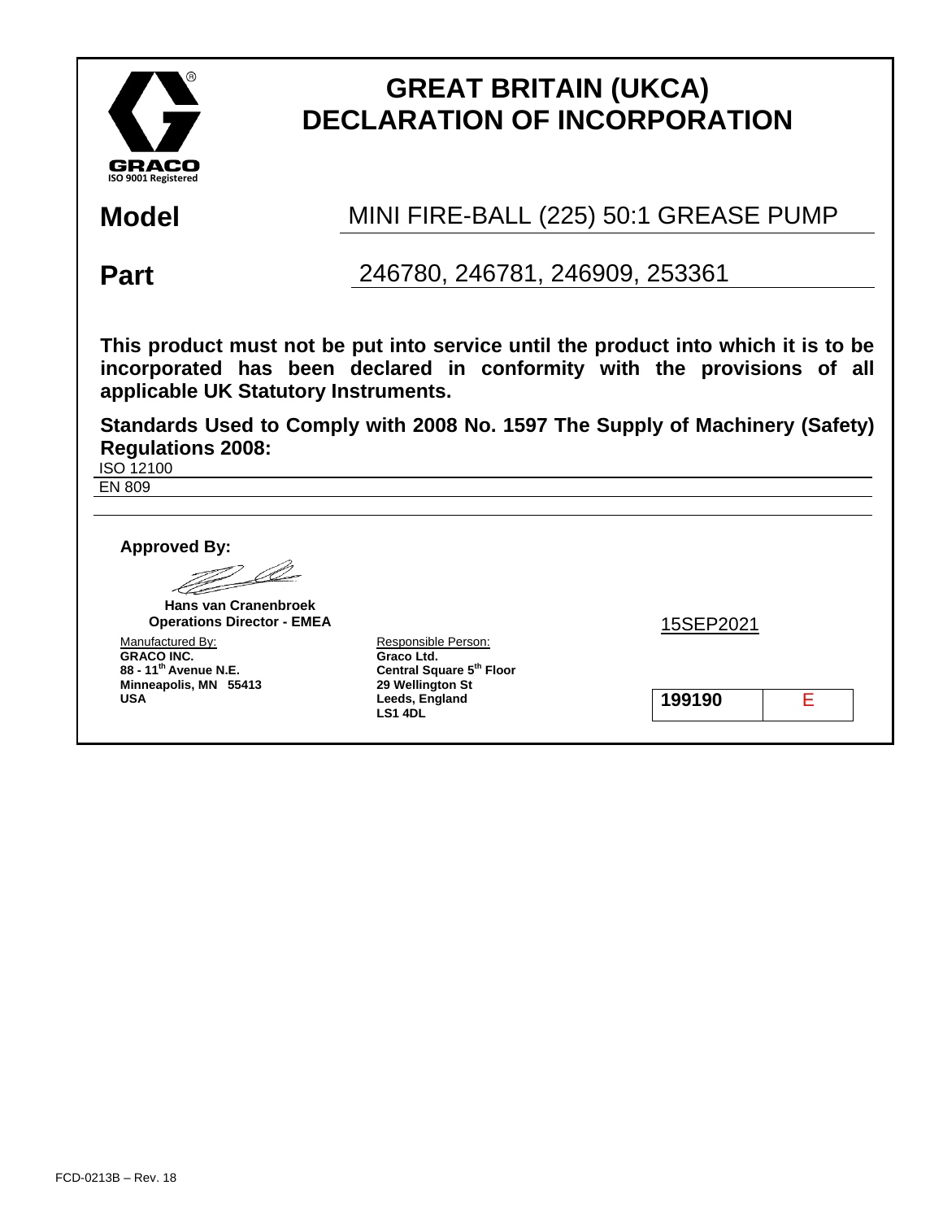GRACO
ISO 9001 Registered

# GREAT BRITAIN (UKCA) DECLARATION OF INCORPORATION

**Model** MINI FIRE-BALL (225) 50:1 GREASE PUMP

**Part** 246780, 246781, 246909, 253361

**This product must not be put into service until the product into which it is to be incorporated has been declared in conformity with the provisions of all applicable UK Statutory Instruments.**

**Standards Used to Comply with 2008 No. 1597 The Supply of Machinery (Safety) Regulations 2008:**

ISO 12100

EN 809

**Approved By:**

**Hans van Cranenbroek**
**Operations Director - EMEA**

15SEP2021

Manufactured By:
**GRACO INC.**
**88 - 11th Avenue N.E.**
**Minneapolis, MN 55413**
**USA**

Responsible Person:
**Graco Ltd.**
**Central Square 5th Floor**
**29 Wellington St**
**Leeds, England**
**LS1 4DL**

| | |
|---|---|
| **199190** | E |

FCD-0213B – Rev. 18